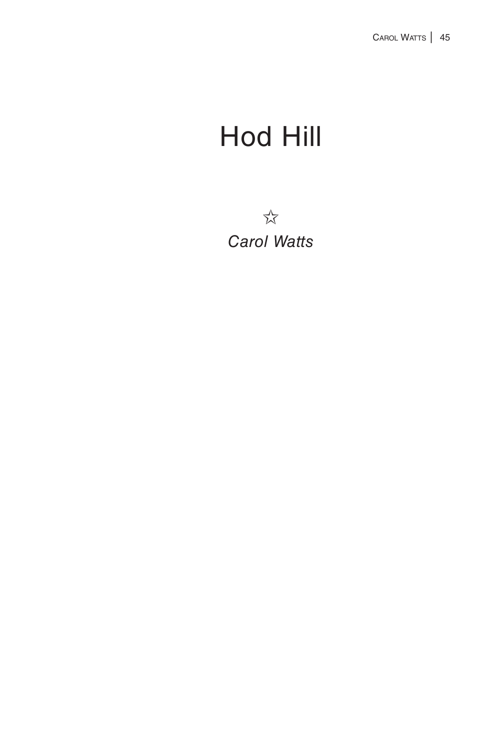# Hod Hill

☆

*Carol Watts*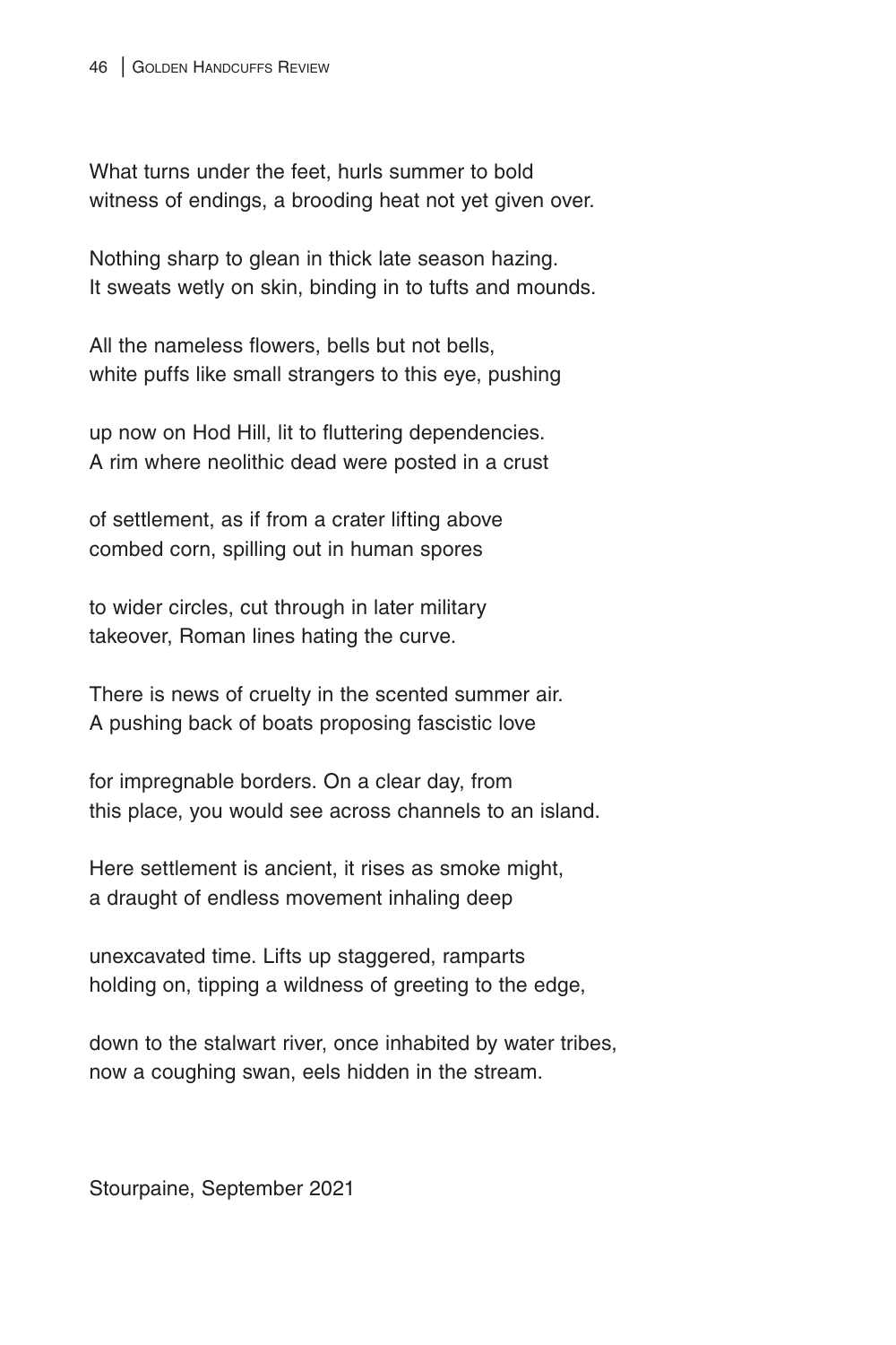What turns under the feet, hurls summer to bold
witness of endings, a brooding heat not yet given over.

Nothing sharp to glean in thick late season hazing.
It sweats wetly on skin, binding in to tufts and mounds.

All the nameless flowers, bells but not bells,
white puffs like small strangers to this eye, pushing

up now on Hod Hill, lit to fluttering dependencies.
A rim where neolithic dead were posted in a crust

of settlement, as if from a crater lifting above
combed corn, spilling out in human spores

to wider circles, cut through in later military
takeover, Roman lines hating the curve.

There is news of cruelty in the scented summer air.
A pushing back of boats proposing fascistic love

for impregnable borders. On a clear day, from
this place, you would see across channels to an island.

Here settlement is ancient, it rises as smoke might,
a draught of endless movement inhaling deep

unexcavated time. Lifts up staggered, ramparts
holding on, tipping a wildness of greeting to the edge,

down to the stalwart river, once inhabited by water tribes,
now a coughing swan, eels hidden in the stream.

Stourpaine, September 2021